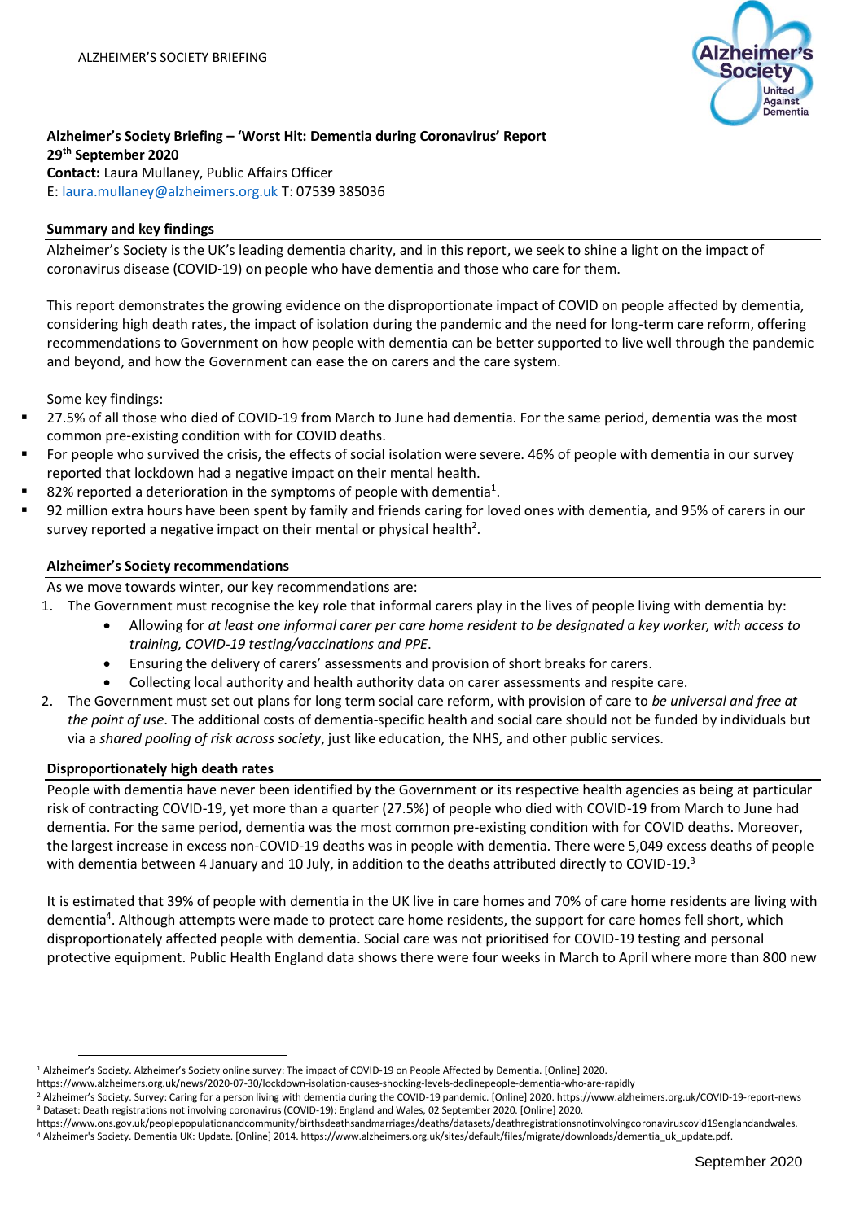**Alzheimer's Society Briefing – 'Worst Hit: Dementia during Coronavirus' Report**
**29th September 2020**
**Contact:** Laura Mullaney, Public Affairs Officer
E: laura.mullaney@alzheimers.org.uk T: 07539 385036

## Summary and key findings

Alzheimer's Society is the UK's leading dementia charity, and in this report, we seek to shine a light on the impact of coronavirus disease (COVID-19) on people who have dementia and those who care for them.

This report demonstrates the growing evidence on the disproportionate impact of COVID on people affected by dementia, considering high death rates, the impact of isolation during the pandemic and the need for long-term care reform, offering recommendations to Government on how people with dementia can be better supported to live well through the pandemic and beyond, and how the Government can ease the on carers and the care system.

Some key findings:

- 27.5% of all those who died of COVID-19 from March to June had dementia. For the same period, dementia was the most common pre-existing condition with for COVID deaths.
- For people who survived the crisis, the effects of social isolation were severe. 46% of people with dementia in our survey reported that lockdown had a negative impact on their mental health.
- 82% reported a deterioration in the symptoms of people with dementia[1].
- 92 million extra hours have been spent by family and friends caring for loved ones with dementia, and 95% of carers in our survey reported a negative impact on their mental or physical health[2].

## Alzheimer's Society recommendations

As we move towards winter, our key recommendations are:

1. The Government must recognise the key role that informal carers play in the lives of people living with dementia by:
    - Allowing for *at least one informal carer per care home resident to be designated a key worker, with access to training, COVID-19 testing/vaccinations and PPE*.
    - Ensuring the delivery of carers' assessments and provision of short breaks for carers.
    - Collecting local authority and health authority data on carer assessments and respite care.
2. The Government must set out plans for long term social care reform, with provision of care to *be universal and free at the point of use*. The additional costs of dementia-specific health and social care should not be funded by individuals but via a *shared pooling of risk across society*, just like education, the NHS, and other public services.

## Disproportionately high death rates

People with dementia have never been identified by the Government or its respective health agencies as being at particular risk of contracting COVID-19, yet more than a quarter (27.5%) of people who died with COVID-19 from March to June had dementia. For the same period, dementia was the most common pre-existing condition with for COVID deaths. Moreover, the largest increase in excess non-COVID-19 deaths was in people with dementia. There were 5,049 excess deaths of people with dementia between 4 January and 10 July, in addition to the deaths attributed directly to COVID-19.[3]

It is estimated that 39% of people with dementia in the UK live in care homes and 70% of care home residents are living with dementia[4]. Although attempts were made to protect care home residents, the support for care homes fell short, which disproportionately affected people with dementia. Social care was not prioritised for COVID-19 testing and personal protective equipment. Public Health England data shows there were four weeks in March to April where more than 800 new

---

[1] Alzheimer's Society. Alzheimer's Society online survey: The impact of COVID-19 on People Affected by Dementia. [Online] 2020. https://www.alzheimers.org.uk/news/2020-07-30/lockdown-isolation-causes-shocking-levels-declinepeople-dementia-who-are-rapidly

[2] Alzheimer's Society. Survey: Caring for a person living with dementia during the COVID-19 pandemic. [Online] 2020. https://www.alzheimers.org.uk/COVID-19-report-news

[3] Dataset: Death registrations not involving coronavirus (COVID-19): England and Wales, 02 September 2020. [Online] 2020. https://www.ons.gov.uk/peoplepopulationandcommunity/birthsdeathsandmarriages/deaths/datasets/deathregistrationsnotinvolvingcoronaviruscovid19englandandwales.

[4] Alzheimer's Society. Dementia UK: Update. [Online] 2014. https://www.alzheimers.org.uk/sites/default/files/migrate/downloads/dementia_uk_update.pdf.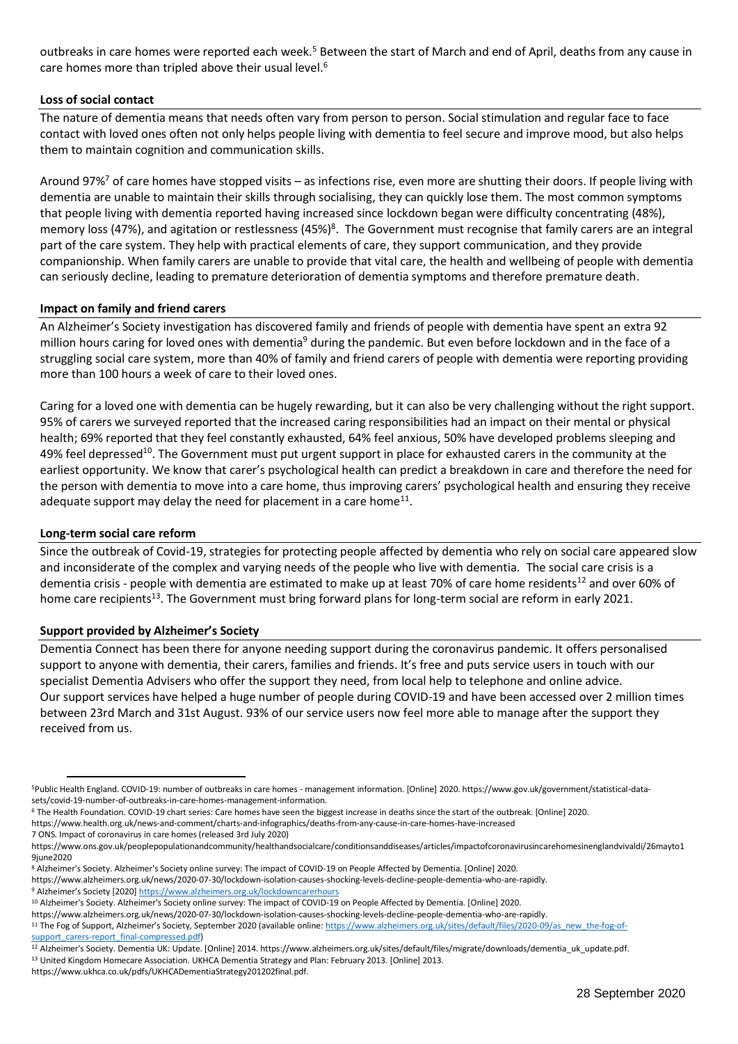outbreaks in care homes were reported each week.[5] Between the start of March and end of April, deaths from any cause in care homes more than tripled above their usual level.[6]

**Loss of social contact**

The nature of dementia means that needs often vary from person to person. Social stimulation and regular face to face contact with loved ones often not only helps people living with dementia to feel secure and improve mood, but also helps them to maintain cognition and communication skills.

Around 97%[7] of care homes have stopped visits – as infections rise, even more are shutting their doors. If people living with dementia are unable to maintain their skills through socialising, they can quickly lose them. The most common symptoms that people living with dementia reported having increased since lockdown began were difficulty concentrating (48%), memory loss (47%), and agitation or restlessness (45%)[8]. The Government must recognise that family carers are an integral part of the care system. They help with practical elements of care, they support communication, and they provide companionship. When family carers are unable to provide that vital care, the health and wellbeing of people with dementia can seriously decline, leading to premature deterioration of dementia symptoms and therefore premature death.

**Impact on family and friend carers**

An Alzheimer's Society investigation has discovered family and friends of people with dementia have spent an extra 92 million hours caring for loved ones with dementia[9] during the pandemic. But even before lockdown and in the face of a struggling social care system, more than 40% of family and friend carers of people with dementia were reporting providing more than 100 hours a week of care to their loved ones.

Caring for a loved one with dementia can be hugely rewarding, but it can also be very challenging without the right support. 95% of carers we surveyed reported that the increased caring responsibilities had an impact on their mental or physical health; 69% reported that they feel constantly exhausted, 64% feel anxious, 50% have developed problems sleeping and 49% feel depressed[10]. The Government must put urgent support in place for exhausted carers in the community at the earliest opportunity. We know that carer's psychological health can predict a breakdown in care and therefore the need for the person with dementia to move into a care home, thus improving carers' psychological health and ensuring they receive adequate support may delay the need for placement in a care home[11].

**Long-term social care reform**

Since the outbreak of Covid-19, strategies for protecting people affected by dementia who rely on social care appeared slow and inconsiderate of the complex and varying needs of the people who live with dementia. The social care crisis is a dementia crisis - people with dementia are estimated to make up at least 70% of care home residents[12] and over 60% of home care recipients[13]. The Government must bring forward plans for long-term social are reform in early 2021.

**Support provided by Alzheimer's Society**

Dementia Connect has been there for anyone needing support during the coronavirus pandemic. It offers personalised support to anyone with dementia, their carers, families and friends. It's free and puts service users in touch with our specialist Dementia Advisers who offer the support they need, from local help to telephone and online advice.
Our support services have helped a huge number of people during COVID-19 and have been accessed over 2 million times between 23rd March and 31st August. 93% of our service users now feel more able to manage after the support they received from us.

---

[5] Public Health England. COVID-19: number of outbreaks in care homes - management information. [Online] 2020. https://www.gov.uk/government/statistical-data-sets/covid-19-number-of-outbreaks-in-care-homes-management-information.

[6] The Health Foundation. COVID-19 chart series: Care homes have seen the biggest increase in deaths since the start of the outbreak. [Online] 2020. https://www.health.org.uk/news-and-comment/charts-and-infographics/deaths-from-any-cause-in-care-homes-have-increased

[7] ONS. Impact of coronavirus in care homes (released 3rd July 2020) https://www.ons.gov.uk/peoplepopulationandcommunity/healthandsocialcare/conditionsanddiseases/articles/impactofcoronavirusincarehomesinenglandvivaldi/26mayto19june2020

[8] Alzheimer's Society. Alzheimer's Society online survey: The impact of COVID-19 on People Affected by Dementia. [Online] 2020. https://www.alzheimers.org.uk/news/2020-07-30/lockdown-isolation-causes-shocking-levels-decline-people-dementia-who-are-rapidly.

[9] Alzheimer's Society [2020] https://www.alzheimers.org.uk/lockdowncarerhours

[10] Alzheimer's Society. Alzheimer's Society online survey: The impact of COVID-19 on People Affected by Dementia. [Online] 2020. https://www.alzheimers.org.uk/news/2020-07-30/lockdown-isolation-causes-shocking-levels-decline-people-dementia-who-are-rapidly.

[11] The Fog of Support, Alzheimer's Society, September 2020 (available online: https://www.alzheimers.org.uk/sites/default/files/2020-09/as_new_the-fog-of-support_carers-report_final-compressed.pdf)

[12] Alzheimer's Society. Dementia UK: Update. [Online] 2014. https://www.alzheimers.org.uk/sites/default/files/migrate/downloads/dementia_uk_update.pdf.

[13] United Kingdom Homecare Association. UKHCA Dementia Strategy and Plan: February 2013. [Online] 2013. https://www.ukhca.co.uk/pdfs/UKHCADementiaStrategy201202final.pdf.

28 September 2020